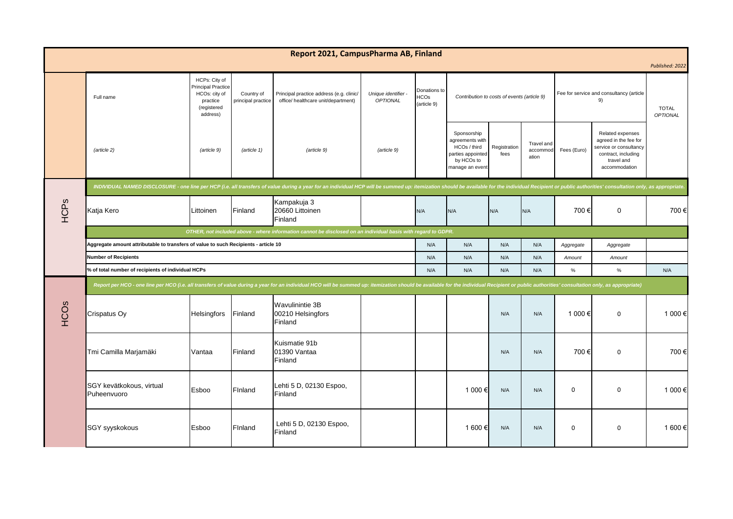# Report 2021, CampusPharma AB, Finland

*Published: 2022*

| | Full name | HCPs: City of Principal Practice HCOs: city of practice (registered address) | Country of principal practice | Principal practice address (e.g. clinic/ office/ healthcare unit/department) | Unique identifier - *OPTIONAL* | Donations to HCOs (article 9) | Contribution to costs of events (article 9) | | | Fee for service and consultancy (article 9) | | TOTAL *OPTIONAL* |
|---|---|---|---|---|---|---|---|---|---|---|---|---|
| | *(article 2)* | *(article 9)* | *(article 1)* | *(article 9)* | *(article 9)* | | Sponsorship agreements with HCOs / third parties appointed by HCOs to manage an event | Registration fees | Travel and accommodation | Fees (Euro) | Related expenses agreed in the fee for service or consultancy contract, including travel and accommodation | |
| HCPs | *INDIVIDUAL NAMED DISCLOSURE - one line per HCP (i.e. all transfers of value during a year for an individual HCP will be summed up: itemization should be available for the individual Recipient or public authorities' consultation only, as appropriate.* | | | | | | | | | | | |
| | Katja Kero | Littoinen | Finland | Kampakuja 3 20660 Littoinen Finland | | N/A | N/A | N/A | N/A | 700 € | 0 | 700 € |
| | *OTHER, not included above - where information cannot be disclosed on an individual basis with regard to GDPR.* | | | | | | | | | | | |
| | **Aggregate amount attributable to transfers of value to such Recipients - article 10** | | | | | N/A | N/A | N/A | N/A | *Aggregate* | *Aggregate* | |
| | **Number of Recipients** | | | | | N/A | N/A | N/A | N/A | *Amount* | *Amount* | |
| | **% of total number of recipients of individual HCPs** | | | | | N/A | N/A | N/A | N/A | % | % | N/A |
| HCOs | *Report per HCO - one line per HCO (i.e. all transfers of value during a year for an individual HCO will be summed up: itemization should be available for the individual Recipient or public authorities' consultation only, as appropriate)* | | | | | | | | | | | |
| | Crispatus Oy | Helsingfors | Finland | Wavulinintie 3B 00210 Helsingfors Finland | | | | N/A | N/A | 1 000 € | 0 | 1 000 € |
| | Tmi Camilla Marjamäki | Vantaa | Finland | Kuismatie 91b 01390 Vantaa Finland | | | | N/A | N/A | 700 € | 0 | 700 € |
| | SGY kevätkokous, virtual Puheenvuoro | Esboo | FInland | Lehti 5 D, 02130 Espoo, Finland | | | 1 000 € | N/A | N/A | 0 | 0 | 1 000 € |
| | SGY syyskokous | Esboo | FInland | Lehti 5 D, 02130 Espoo, Finland | | | 1 600 € | N/A | N/A | 0 | 0 | 1 600 € |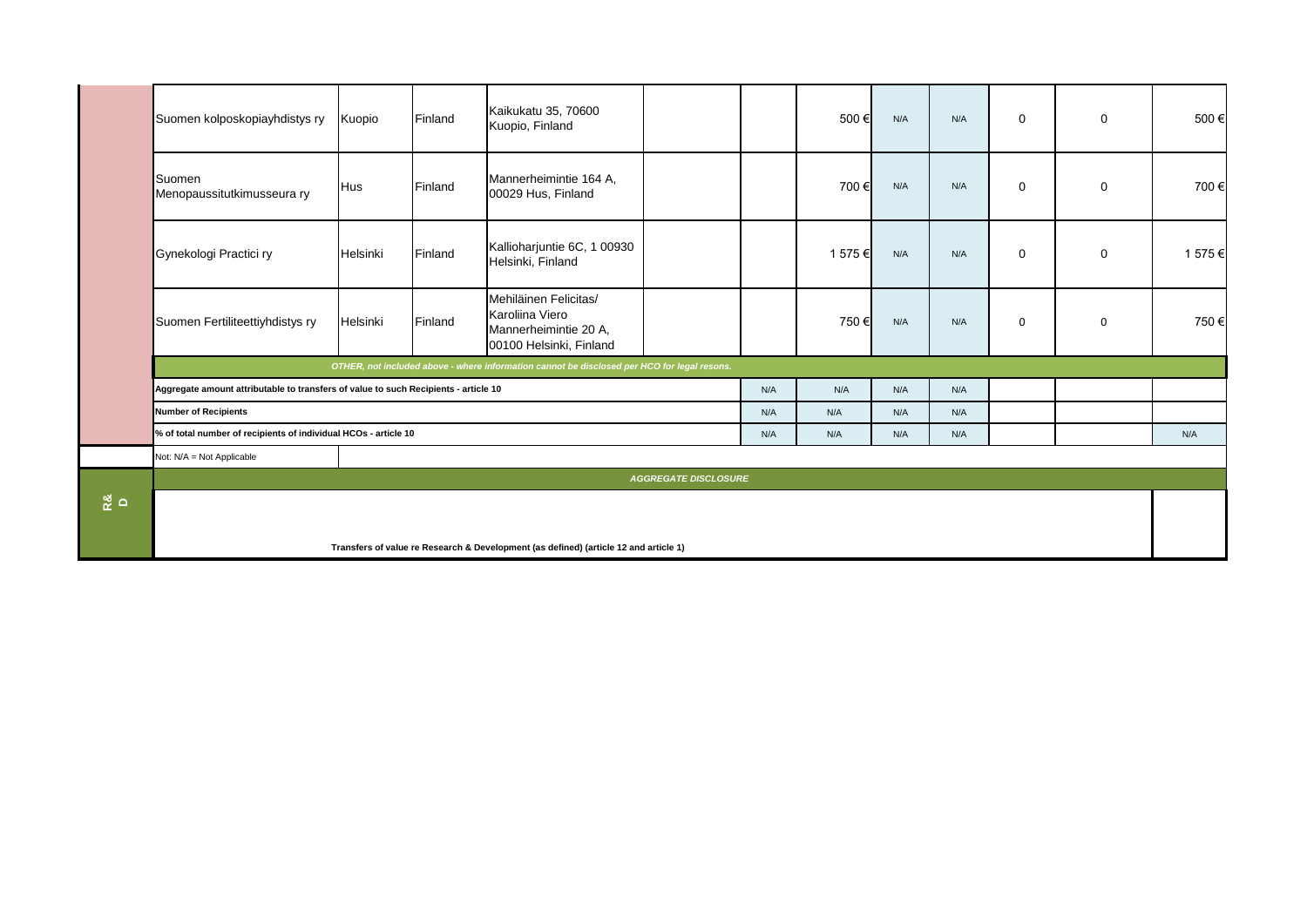| | | | | | | | | | | | | |
|---|---|---|---|---|---|---|---|---|---|---|---|---|
| | Suomen kolposkopiayhdistys ry | Kuopio | Finland | Kaikukatu 35, 70600 Kuopio, Finland | | | 500 € | N/A | N/A | 0 | 0 | 500 € |
| | Suomen Menopaussitutkimusseura ry | Hus | Finland | Mannerheimintie 164 A, 00029 Hus, Finland | | | 700 € | N/A | N/A | 0 | 0 | 700 € |
| | Gynekologi Practici ry | Helsinki | Finland | Kallioharjuntie 6C, 1 00930 Helsinki, Finland | | | 1 575 € | N/A | N/A | 0 | 0 | 1 575 € |
| | Suomen Fertiliteettiyhdistys ry | Helsinki | Finland | Mehiläinen Felicitas/ Karoliina Viero Mannerheimintie 20 A, 00100 Helsinki, Finland | | | 750 € | N/A | N/A | 0 | 0 | 750 € |
| | *OTHER, not included above - where information cannot be disclosed per HCO for legal resons.* | | | | | | | | | | | |
| | **Aggregate amount attributable to transfers of value to such Recipients - article 10** | | | | | N/A | N/A | N/A | N/A | | | |
| | **Number of Recipients** | | | | | N/A | N/A | N/A | N/A | | | |
| | **% of total number of recipients of individual HCOs - article 10** | | | | | N/A | N/A | N/A | N/A | | | N/A |
| | Not: N/A = Not Applicable | | | | | | | | | | | |
| **R&D** | ***AGGREGATE DISCLOSURE*** | | | | | | | | | | | |
| | **Transfers of value re Research & Development (as defined) (article 12 and article 1)** | | | | | | | | | | | |